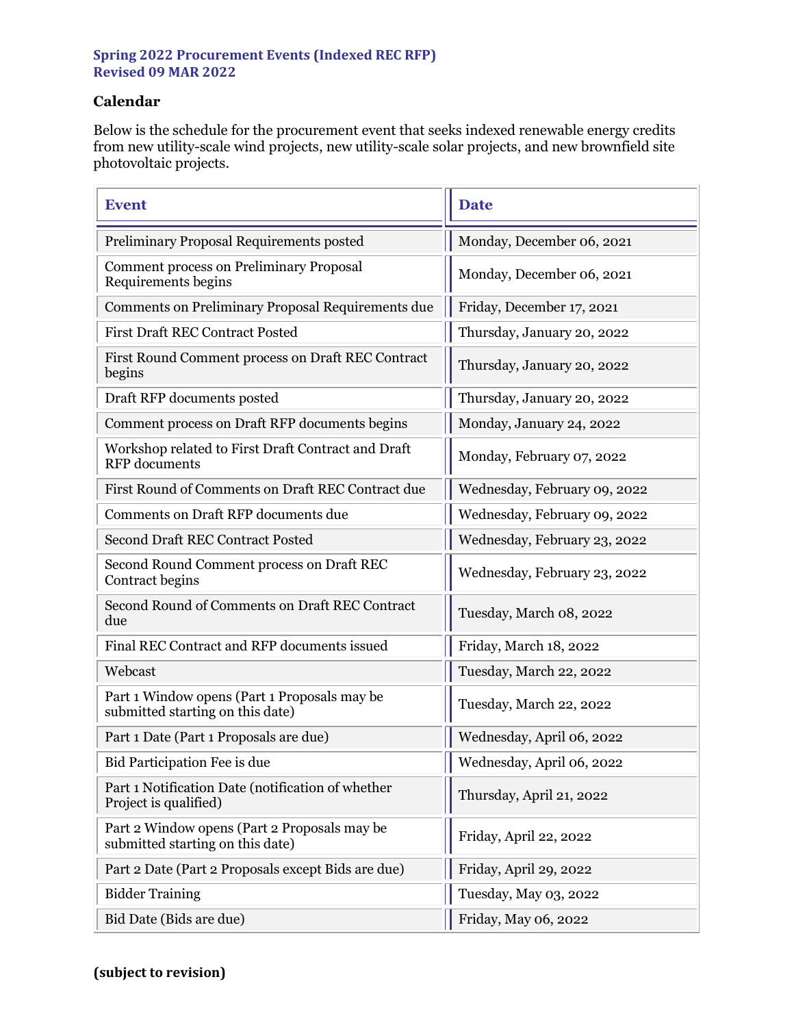**Spring 2022 Procurement Events (Indexed REC RFP)**
**Revised 09 MAR 2022**

## Calendar

Below is the schedule for the procurement event that seeks indexed renewable energy credits from new utility-scale wind projects, new utility-scale solar projects, and new brownfield site photovoltaic projects.

| Event | Date |
|---|---|
| Preliminary Proposal Requirements posted | Monday, December 06, 2021 |
| Comment process on Preliminary Proposal Requirements begins | Monday, December 06, 2021 |
| Comments on Preliminary Proposal Requirements due | Friday, December 17, 2021 |
| First Draft REC Contract Posted | Thursday, January 20, 2022 |
| First Round Comment process on Draft REC Contract begins | Thursday, January 20, 2022 |
| Draft RFP documents posted | Thursday, January 20, 2022 |
| Comment process on Draft RFP documents begins | Monday, January 24, 2022 |
| Workshop related to First Draft Contract and Draft RFP documents | Monday, February 07, 2022 |
| First Round of Comments on Draft REC Contract due | Wednesday, February 09, 2022 |
| Comments on Draft RFP documents due | Wednesday, February 09, 2022 |
| Second Draft REC Contract Posted | Wednesday, February 23, 2022 |
| Second Round Comment process on Draft REC Contract begins | Wednesday, February 23, 2022 |
| Second Round of Comments on Draft REC Contract due | Tuesday, March 08, 2022 |
| Final REC Contract and RFP documents issued | Friday, March 18, 2022 |
| Webcast | Tuesday, March 22, 2022 |
| Part 1 Window opens (Part 1 Proposals may be submitted starting on this date) | Tuesday, March 22, 2022 |
| Part 1 Date (Part 1 Proposals are due) | Wednesday, April 06, 2022 |
| Bid Participation Fee is due | Wednesday, April 06, 2022 |
| Part 1 Notification Date (notification of whether Project is qualified) | Thursday, April 21, 2022 |
| Part 2 Window opens (Part 2 Proposals may be submitted starting on this date) | Friday, April 22, 2022 |
| Part 2 Date (Part 2 Proposals except Bids are due) | Friday, April 29, 2022 |
| Bidder Training | Tuesday, May 03, 2022 |
| Bid Date (Bids are due) | Friday, May 06, 2022 |

**(subject to revision)**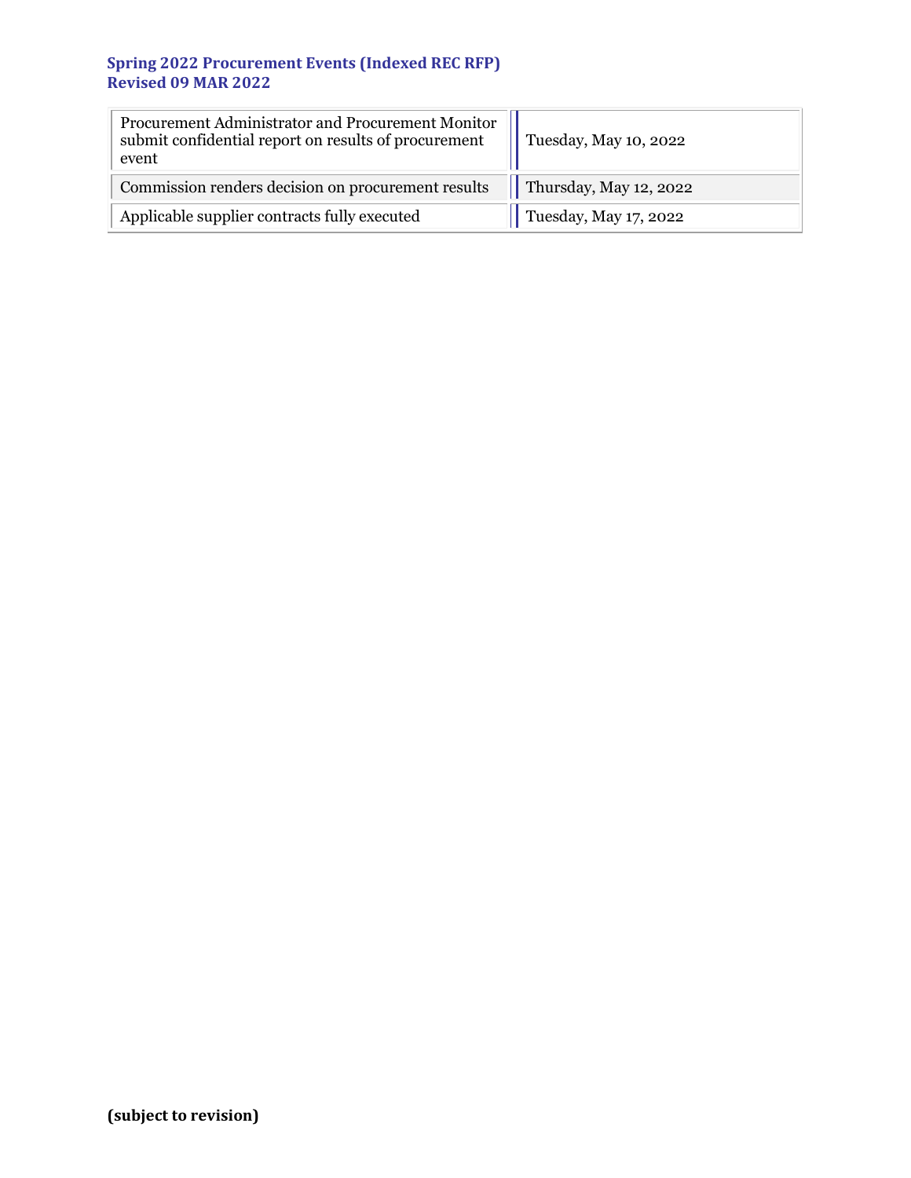**Spring 2022 Procurement Events (Indexed REC RFP)**
**Revised 09 MAR 2022**

| | |
|---|---|
| Procurement Administrator and Procurement Monitor submit confidential report on results of procurement event | Tuesday, May 10, 2022 |
| Commission renders decision on procurement results | Thursday, May 12, 2022 |
| Applicable supplier contracts fully executed | Tuesday, May 17, 2022 |

**(subject to revision)**